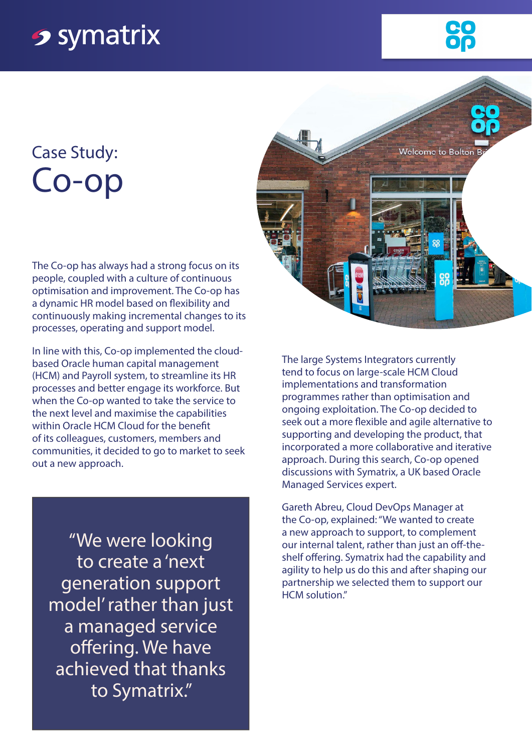# Case Study:
# Co-op

The Co-op has always had a strong focus on its people, coupled with a culture of continuous optimisation and improvement. The Co-op has a dynamic HR model based on flexibility and continuously making incremental changes to its processes, operating and support model.

In line with this, Co-op implemented the cloud-based Oracle human capital management (HCM) and Payroll system, to streamline its HR processes and better engage its workforce. But when the Co-op wanted to take the service to the next level and maximise the capabilities within Oracle HCM Cloud for the benefit of its colleagues, customers, members and communities, it decided to go to market to seek out a new approach.

> "We were looking to create a 'next generation support model' rather than just a managed service offering. We have achieved that thanks to Symatrix."

The large Systems Integrators currently tend to focus on large-scale HCM Cloud implementations and transformation programmes rather than optimisation and ongoing exploitation. The Co-op decided to seek out a more flexible and agile alternative to supporting and developing the product, that incorporated a more collaborative and iterative approach. During this search, Co-op opened discussions with Symatrix, a UK based Oracle Managed Services expert.

Gareth Abreu, Cloud DevOps Manager at the Co-op, explained: "We wanted to create a new approach to support, to complement our internal talent, rather than just an off-the-shelf offering. Symatrix had the capability and agility to help us do this and after shaping our partnership we selected them to support our HCM solution."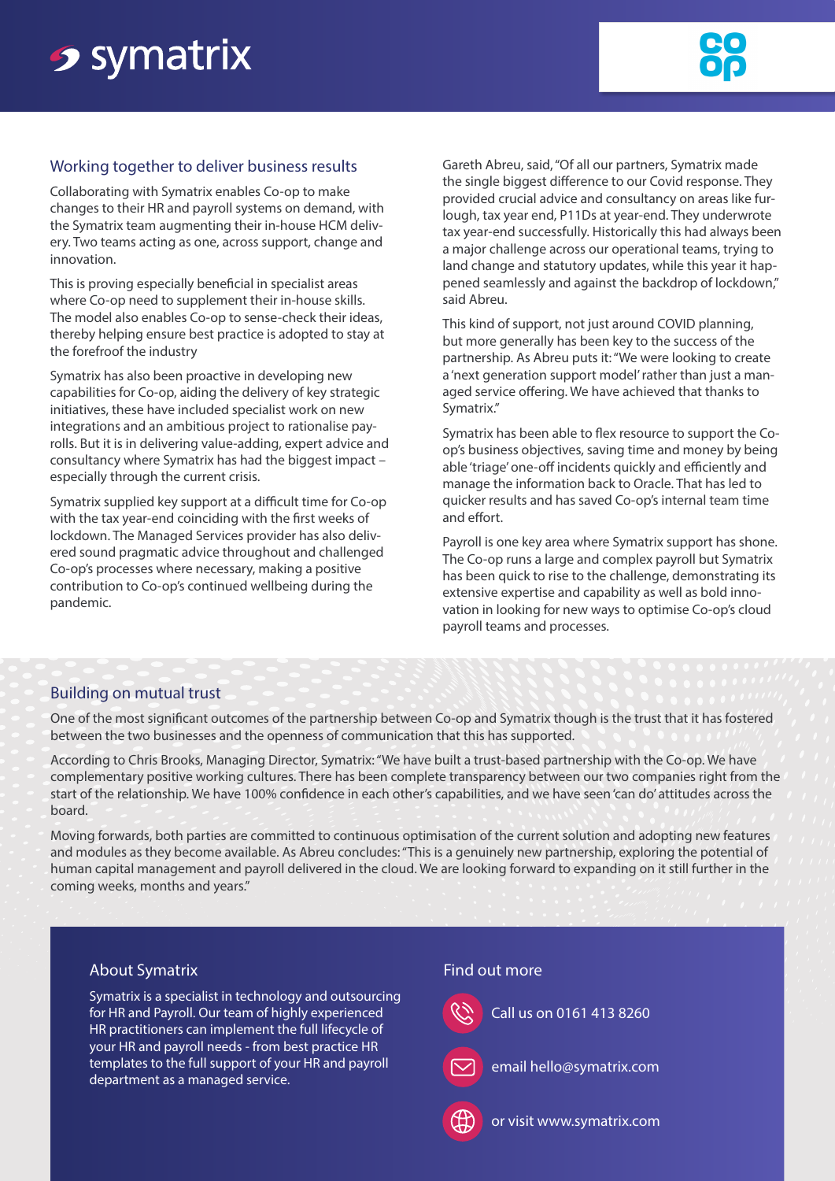## Working together to deliver business results

Collaborating with Symatrix enables Co-op to make changes to their HR and payroll systems on demand, with the Symatrix team augmenting their in-house HCM delivery. Two teams acting as one, across support, change and innovation.

This is proving especially beneficial in specialist areas where Co-op need to supplement their in-house skills. The model also enables Co-op to sense-check their ideas, thereby helping ensure best practice is adopted to stay at the forefroof the industry

Symatrix has also been proactive in developing new capabilities for Co-op, aiding the delivery of key strategic initiatives, these have included specialist work on new integrations and an ambitious project to rationalise payrolls. But it is in delivering value-adding, expert advice and consultancy where Symatrix has had the biggest impact – especially through the current crisis.

Symatrix supplied key support at a difficult time for Co-op with the tax year-end coinciding with the first weeks of lockdown. The Managed Services provider has also delivered sound pragmatic advice throughout and challenged Co-op's processes where necessary, making a positive contribution to Co-op's continued wellbeing during the pandemic.

Gareth Abreu, said, "Of all our partners, Symatrix made the single biggest difference to our Covid response. They provided crucial advice and consultancy on areas like furlough, tax year end, P11Ds at year-end. They underwrote tax year-end successfully. Historically this had always been a major challenge across our operational teams, trying to land change and statutory updates, while this year it happened seamlessly and against the backdrop of lockdown," said Abreu.

This kind of support, not just around COVID planning, but more generally has been key to the success of the partnership. As Abreu puts it: "We were looking to create a 'next generation support model' rather than just a managed service offering. We have achieved that thanks to Symatrix."

Symatrix has been able to flex resource to support the Co-op's business objectives, saving time and money by being able 'triage' one-off incidents quickly and efficiently and manage the information back to Oracle. That has led to quicker results and has saved Co-op's internal team time and effort.

Payroll is one key area where Symatrix support has shone. The Co-op runs a large and complex payroll but Symatrix has been quick to rise to the challenge, demonstrating its extensive expertise and capability as well as bold innovation in looking for new ways to optimise Co-op's cloud payroll teams and processes.

## Building on mutual trust

One of the most significant outcomes of the partnership between Co-op and Symatrix though is the trust that it has fostered between the two businesses and the openness of communication that this has supported.

According to Chris Brooks, Managing Director, Symatrix: "We have built a trust-based partnership with the Co-op. We have complementary positive working cultures. There has been complete transparency between our two companies right from the start of the relationship. We have 100% confidence in each other's capabilities, and we have seen 'can do' attitudes across the board.

Moving forwards, both parties are committed to continuous optimisation of the current solution and adopting new features and modules as they become available. As Abreu concludes: "This is a genuinely new partnership, exploring the potential of human capital management and payroll delivered in the cloud. We are looking forward to expanding on it still further in the coming weeks, months and years."

### About Symatrix

Symatrix is a specialist in technology and outsourcing for HR and Payroll. Our team of highly experienced HR practitioners can implement the full lifecycle of your HR and payroll needs - from best practice HR templates to the full support of your HR and payroll department as a managed service.

### Find out more

Call us on 0161 413 8260

email hello@symatrix.com

or visit www.symatrix.com